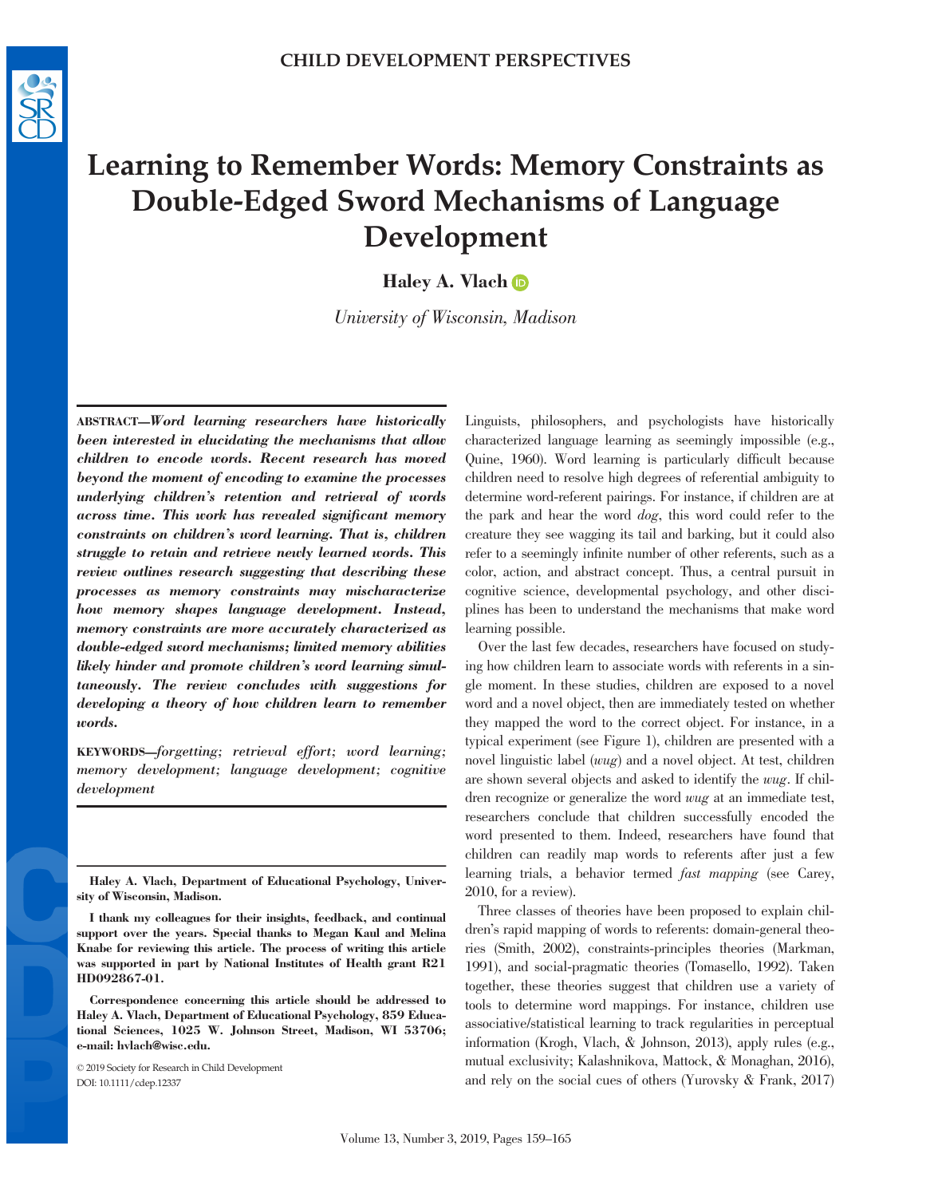# Learning to Remember Words: Memory Constraints as Double-Edged Sword Mechanisms of Language Development

**Haley A. Vlach**

*University of Wisconsin, Madison*

ABSTRACT—***Word learning researchers have historically been interested in elucidating the mechanisms that allow children to encode words. Recent research has moved beyond the moment of encoding to examine the processes underlying children's retention and retrieval of words across time. This work has revealed significant memory constraints on children's word learning. That is, children struggle to retain and retrieve newly learned words. This review outlines research suggesting that describing these processes as memory constraints may mischaracterize how memory shapes language development. Instead, memory constraints are more accurately characterized as double-edged sword mechanisms; limited memory abilities likely hinder and promote children's word learning simultaneously. The review concludes with suggestions for developing a theory of how children learn to remember words.***

KEYWORDS—*forgetting; retrieval effort; word learning; memory development; language development; cognitive development*

**Haley A. Vlach, Department of Educational Psychology, University of Wisconsin, Madison.**

**I thank my colleagues for their insights, feedback, and continual support over the years. Special thanks to Megan Kaul and Melina Knabe for reviewing this article. The process of writing this article was supported in part by National Institutes of Health grant R21 HD092867-01.**

**Correspondence concerning this article should be addressed to Haley A. Vlach, Department of Educational Psychology, 859 Educational Sciences, 1025 W. Johnson Street, Madison, WI 53706; e-mail: hvlach@wisc.edu.**

© 2019 Society for Research in Child Development
DOI: 10.1111/cdep.12337

Linguists, philosophers, and psychologists have historically characterized language learning as seemingly impossible (e.g., Quine, 1960). Word learning is particularly difficult because children need to resolve high degrees of referential ambiguity to determine word-referent pairings. For instance, if children are at the park and hear the word *dog*, this word could refer to the creature they see wagging its tail and barking, but it could also refer to a seemingly infinite number of other referents, such as a color, action, and abstract concept. Thus, a central pursuit in cognitive science, developmental psychology, and other disciplines has been to understand the mechanisms that make word learning possible.

Over the last few decades, researchers have focused on studying how children learn to associate words with referents in a single moment. In these studies, children are exposed to a novel word and a novel object, then are immediately tested on whether they mapped the word to the correct object. For instance, in a typical experiment (see Figure 1), children are presented with a novel linguistic label (*wug*) and a novel object. At test, children are shown several objects and asked to identify the *wug*. If children recognize or generalize the word *wug* at an immediate test, researchers conclude that children successfully encoded the word presented to them. Indeed, researchers have found that children can readily map words to referents after just a few learning trials, a behavior termed *fast mapping* (see Carey, 2010, for a review).

Three classes of theories have been proposed to explain children's rapid mapping of words to referents: domain-general theories (Smith, 2002), constraints-principles theories (Markman, 1991), and social-pragmatic theories (Tomasello, 1992). Taken together, these theories suggest that children use a variety of tools to determine word mappings. For instance, children use associative/statistical learning to track regularities in perceptual information (Krogh, Vlach, & Johnson, 2013), apply rules (e.g., mutual exclusivity; Kalashnikova, Mattock, & Monaghan, 2016), and rely on the social cues of others (Yurovsky & Frank, 2017)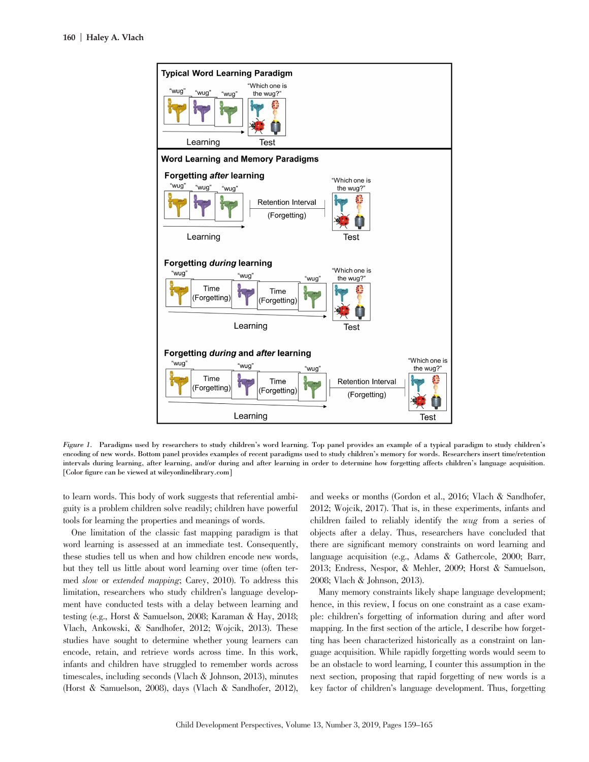*Figure 1.* Paradigms used by researchers to study children's word learning. Top panel provides an example of a typical paradigm to study children's encoding of new words. Bottom panel provides examples of recent paradigms used to study children's memory for words. Researchers insert time/retention intervals during learning, after learning, and/or during and after learning in order to determine how forgetting affects children's language acquisition. [Color figure can be viewed at wileyonlinelibrary.com]

to learn words. This body of work suggests that referential ambiguity is a problem children solve readily; children have powerful tools for learning the properties and meanings of words.

One limitation of the classic fast mapping paradigm is that word learning is assessed at an immediate test. Consequently, these studies tell us when and how children encode new words, but they tell us little about word learning over time (often termed *slow* or *extended mapping*; Carey, 2010). To address this limitation, researchers who study children's language development have conducted tests with a delay between learning and testing (e.g., Horst & Samuelson, 2008; Karaman & Hay, 2018; Vlach, Ankowski, & Sandhofer, 2012; Wojcik, 2013). These studies have sought to determine whether young learners can encode, retain, and retrieve words across time. In this work, infants and children have struggled to remember words across timescales, including seconds (Vlach & Johnson, 2013), minutes (Horst & Samuelson, 2008), days (Vlach & Sandhofer, 2012), and weeks or months (Gordon et al., 2016; Vlach & Sandhofer, 2012; Wojcik, 2017). That is, in these experiments, infants and children failed to reliably identify the *wug* from a series of objects after a delay. Thus, researchers have concluded that there are significant memory constraints on word learning and language acquisition (e.g., Adams & Gathercole, 2000; Barr, 2013; Endress, Nespor, & Mehler, 2009; Horst & Samuelson, 2008; Vlach & Johnson, 2013).

Many memory constraints likely shape language development; hence, in this review, I focus on one constraint as a case example: children's forgetting of information during and after word mapping. In the first section of the article, I describe how forgetting has been characterized historically as a constraint on language acquisition. While rapidly forgetting words would seem to be an obstacle to word learning, I counter this assumption in the next section, proposing that rapid forgetting of new words is a key factor of children's language development. Thus, forgetting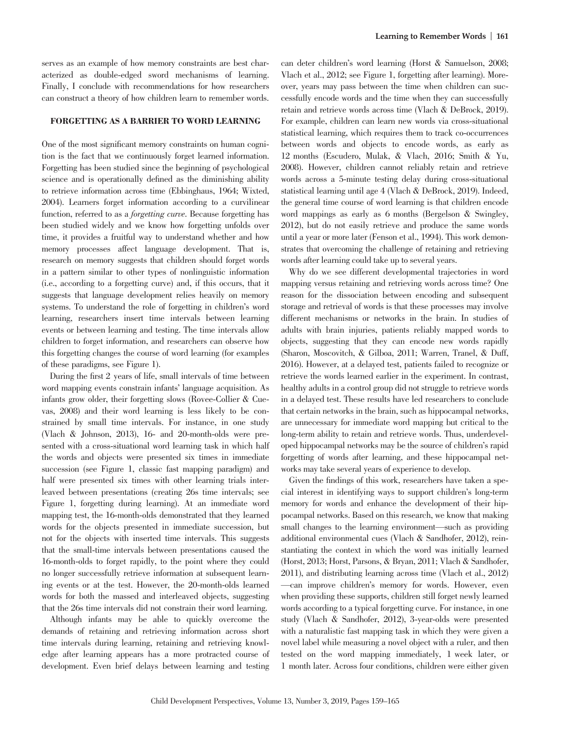serves as an example of how memory constraints are best characterized as double-edged sword mechanisms of learning. Finally, I conclude with recommendations for how researchers can construct a theory of how children learn to remember words.

## FORGETTING AS A BARRIER TO WORD LEARNING

One of the most significant memory constraints on human cognition is the fact that we continuously forget learned information. Forgetting has been studied since the beginning of psychological science and is operationally defined as the diminishing ability to retrieve information across time (Ebbinghaus, 1964; Wixted, 2004). Learners forget information according to a curvilinear function, referred to as a *forgetting curve*. Because forgetting has been studied widely and we know how forgetting unfolds over time, it provides a fruitful way to understand whether and how memory processes affect language development. That is, research on memory suggests that children should forget words in a pattern similar to other types of nonlinguistic information (i.e., according to a forgetting curve) and, if this occurs, that it suggests that language development relies heavily on memory systems. To understand the role of forgetting in children's word learning, researchers insert time intervals between learning events or between learning and testing. The time intervals allow children to forget information, and researchers can observe how this forgetting changes the course of word learning (for examples of these paradigms, see Figure 1).

During the first 2 years of life, small intervals of time between word mapping events constrain infants' language acquisition. As infants grow older, their forgetting slows (Rovee-Collier & Cuevas, 2008) and their word learning is less likely to be constrained by small time intervals. For instance, in one study (Vlach & Johnson, 2013), 16- and 20-month-olds were presented with a cross-situational word learning task in which half the words and objects were presented six times in immediate succession (see Figure 1, classic fast mapping paradigm) and half were presented six times with other learning trials interleaved between presentations (creating 26s time intervals; see Figure 1, forgetting during learning). At an immediate word mapping test, the 16-month-olds demonstrated that they learned words for the objects presented in immediate succession, but not for the objects with inserted time intervals. This suggests that the small-time intervals between presentations caused the 16-month-olds to forget rapidly, to the point where they could no longer successfully retrieve information at subsequent learning events or at the test. However, the 20-month-olds learned words for both the massed and interleaved objects, suggesting that the 26s time intervals did not constrain their word learning.

Although infants may be able to quickly overcome the demands of retaining and retrieving information across short time intervals during learning, retaining and retrieving knowledge after learning appears has a more protracted course of development. Even brief delays between learning and testing can deter children's word learning (Horst & Samuelson, 2008; Vlach et al., 2012; see Figure 1, forgetting after learning). Moreover, years may pass between the time when children can successfully encode words and the time when they can successfully retain and retrieve words across time (Vlach & DeBrock, 2019). For example, children can learn new words via cross-situational statistical learning, which requires them to track co-occurrences between words and objects to encode words, as early as 12 months (Escudero, Mulak, & Vlach, 2016; Smith & Yu, 2008). However, children cannot reliably retain and retrieve words across a 5-minute testing delay during cross-situational statistical learning until age 4 (Vlach & DeBrock, 2019). Indeed, the general time course of word learning is that children encode word mappings as early as 6 months (Bergelson & Swingley, 2012), but do not easily retrieve and produce the same words until a year or more later (Fenson et al., 1994). This work demonstrates that overcoming the challenge of retaining and retrieving words after learning could take up to several years.

Why do we see different developmental trajectories in word mapping versus retaining and retrieving words across time? One reason for the dissociation between encoding and subsequent storage and retrieval of words is that these processes may involve different mechanisms or networks in the brain. In studies of adults with brain injuries, patients reliably mapped words to objects, suggesting that they can encode new words rapidly (Sharon, Moscovitch, & Gilboa, 2011; Warren, Tranel, & Duff, 2016). However, at a delayed test, patients failed to recognize or retrieve the words learned earlier in the experiment. In contrast, healthy adults in a control group did not struggle to retrieve words in a delayed test. These results have led researchers to conclude that certain networks in the brain, such as hippocampal networks, are unnecessary for immediate word mapping but critical to the long-term ability to retain and retrieve words. Thus, underdeveloped hippocampal networks may be the source of children's rapid forgetting of words after learning, and these hippocampal networks may take several years of experience to develop.

Given the findings of this work, researchers have taken a special interest in identifying ways to support children's long-term memory for words and enhance the development of their hippocampal networks. Based on this research, we know that making small changes to the learning environment—such as providing additional environmental cues (Vlach & Sandhofer, 2012), reinstantiating the context in which the word was initially learned (Horst, 2013; Horst, Parsons, & Bryan, 2011; Vlach & Sandhofer, 2011), and distributing learning across time (Vlach et al., 2012)—can improve children's memory for words. However, even when providing these supports, children still forget newly learned words according to a typical forgetting curve. For instance, in one study (Vlach & Sandhofer, 2012), 3-year-olds were presented with a naturalistic fast mapping task in which they were given a novel label while measuring a novel object with a ruler, and then tested on the word mapping immediately, 1 week later, or 1 month later. Across four conditions, children were either given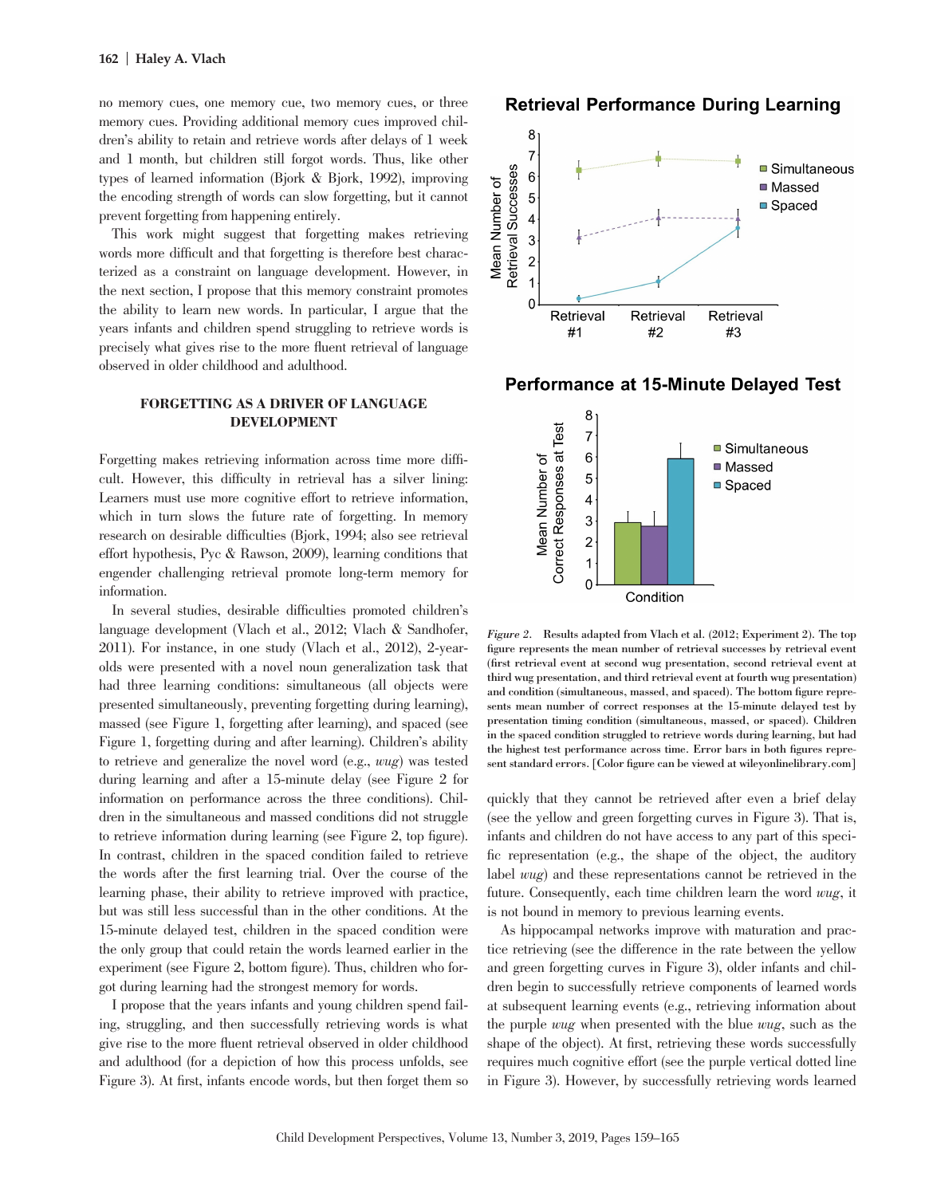no memory cues, one memory cue, two memory cues, or three memory cues. Providing additional memory cues improved children's ability to retain and retrieve words after delays of 1 week and 1 month, but children still forgot words. Thus, like other types of learned information (Bjork & Bjork, 1992), improving the encoding strength of words can slow forgetting, but it cannot prevent forgetting from happening entirely.

This work might suggest that forgetting makes retrieving words more difficult and that forgetting is therefore best characterized as a constraint on language development. However, in the next section, I propose that this memory constraint promotes the ability to learn new words. In particular, I argue that the years infants and children spend struggling to retrieve words is precisely what gives rise to the more fluent retrieval of language observed in older childhood and adulthood.

## FORGETTING AS A DRIVER OF LANGUAGE DEVELOPMENT

Forgetting makes retrieving information across time more difficult. However, this difficulty in retrieval has a silver lining: Learners must use more cognitive effort to retrieve information, which in turn slows the future rate of forgetting. In memory research on desirable difficulties (Bjork, 1994; also see retrieval effort hypothesis, Pyc & Rawson, 2009), learning conditions that engender challenging retrieval promote long-term memory for information.

In several studies, desirable difficulties promoted children's language development (Vlach et al., 2012; Vlach & Sandhofer, 2011). For instance, in one study (Vlach et al., 2012), 2-year-olds were presented with a novel noun generalization task that had three learning conditions: simultaneous (all objects were presented simultaneously, preventing forgetting during learning), massed (see Figure 1, forgetting after learning), and spaced (see Figure 1, forgetting during and after learning). Children's ability to retrieve and generalize the novel word (e.g., *wug*) was tested during learning and after a 15-minute delay (see Figure 2 for information on performance across the three conditions). Children in the simultaneous and massed conditions did not struggle to retrieve information during learning (see Figure 2, top figure). In contrast, children in the spaced condition failed to retrieve the words after the first learning trial. Over the course of the learning phase, their ability to retrieve improved with practice, but was still less successful than in the other conditions. At the 15-minute delayed test, children in the spaced condition were the only group that could retain the words learned earlier in the experiment (see Figure 2, bottom figure). Thus, children who forgot during learning had the strongest memory for words.

I propose that the years infants and young children spend failing, struggling, and then successfully retrieving words is what give rise to the more fluent retrieval observed in older childhood and adulthood (for a depiction of how this process unfolds, see Figure 3). At first, infants encode words, but then forget them so quickly that they cannot be retrieved after even a brief delay (see the yellow and green forgetting curves in Figure 3). That is, infants and children do not have access to any part of this specific representation (e.g., the shape of the object, the auditory label *wug*) and these representations cannot be retrieved in the future. Consequently, each time children learn the word *wug*, it is not bound in memory to previous learning events.

As hippocampal networks improve with maturation and practice retrieving (see the difference in the rate between the yellow and green forgetting curves in Figure 3), older infants and children begin to successfully retrieve components of learned words at subsequent learning events (e.g., retrieving information about the purple *wug* when presented with the blue *wug*, such as the shape of the object). At first, retrieving these words successfully requires much cognitive effort (see the purple vertical dotted line in Figure 3). However, by successfully retrieving words learned

*Figure 2.* Results adapted from Vlach et al. (2012; Experiment 2). The top figure represents the mean number of retrieval successes by retrieval event (first retrieval event at second wug presentation, second retrieval event at third wug presentation, and third retrieval event at fourth wug presentation) and condition (simultaneous, massed, and spaced). The bottom figure represents mean number of correct responses at the 15-minute delayed test by presentation timing condition (simultaneous, massed, or spaced). Children in the spaced condition struggled to retrieve words during learning, but had the highest test performance across time. Error bars in both figures represent standard errors. [Color figure can be viewed at wileyonlinelibrary.com]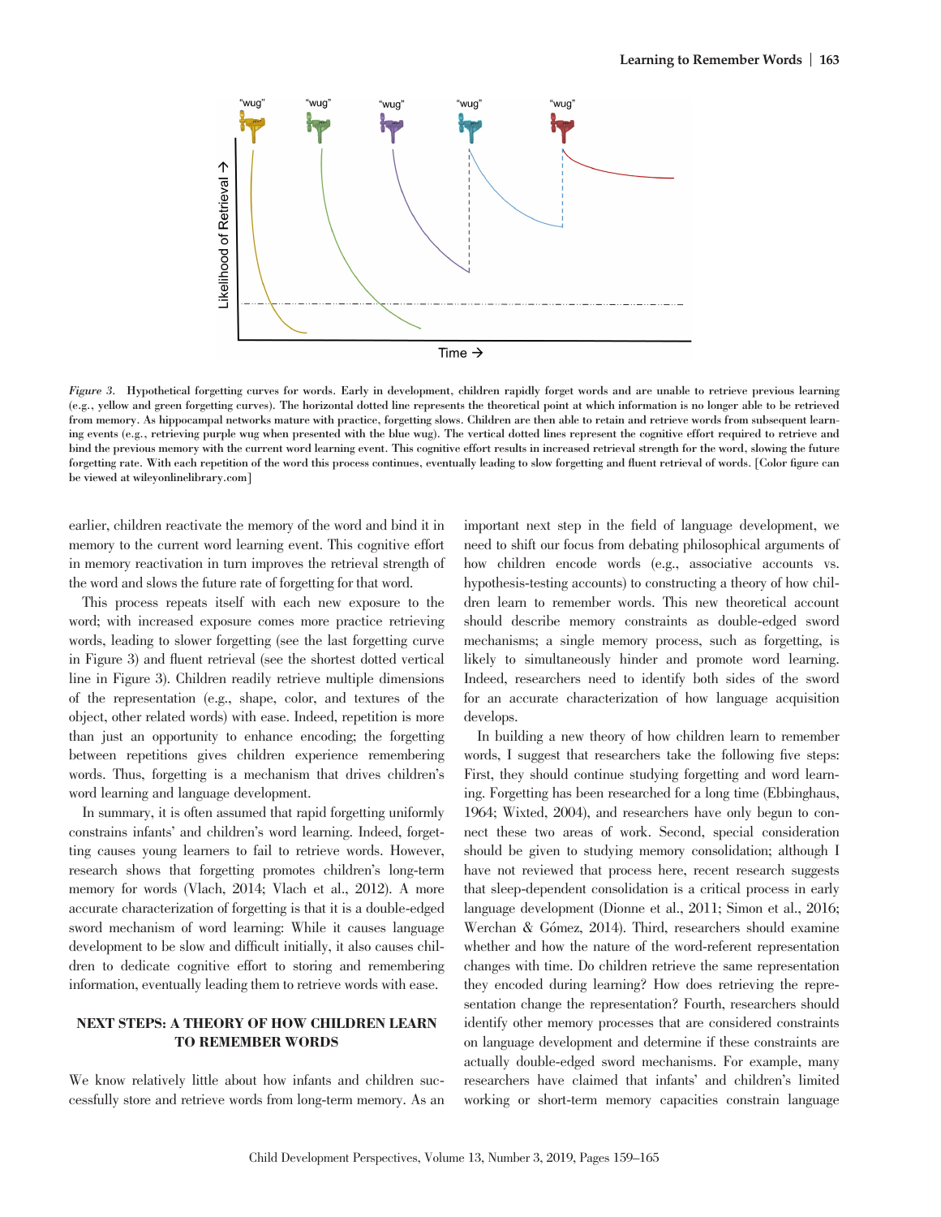"wug"
"wug"
"wug"
"wug"
"wug"

Likelihood of Retrieval →

Time →

*Figure 3.* Hypothetical forgetting curves for words. Early in development, children rapidly forget words and are unable to retrieve previous learning (e.g., yellow and green forgetting curves). The horizontal dotted line represents the theoretical point at which information is no longer able to be retrieved from memory. As hippocampal networks mature with practice, forgetting slows. Children are then able to retain and retrieve words from subsequent learning events (e.g., retrieving purple wug when presented with the blue wug). The vertical dotted lines represent the cognitive effort required to retrieve and bind the previous memory with the current word learning event. This cognitive effort results in increased retrieval strength for the word, slowing the future forgetting rate. With each repetition of the word this process continues, eventually leading to slow forgetting and fluent retrieval of words. [Color figure can be viewed at wileyonlinelibrary.com]

earlier, children reactivate the memory of the word and bind it in memory to the current word learning event. This cognitive effort in memory reactivation in turn improves the retrieval strength of the word and slows the future rate of forgetting for that word.

This process repeats itself with each new exposure to the word; with increased exposure comes more practice retrieving words, leading to slower forgetting (see the last forgetting curve in Figure 3) and fluent retrieval (see the shortest dotted vertical line in Figure 3). Children readily retrieve multiple dimensions of the representation (e.g., shape, color, and textures of the object, other related words) with ease. Indeed, repetition is more than just an opportunity to enhance encoding; the forgetting between repetitions gives children experience remembering words. Thus, forgetting is a mechanism that drives children's word learning and language development.

In summary, it is often assumed that rapid forgetting uniformly constrains infants' and children's word learning. Indeed, forgetting causes young learners to fail to retrieve words. However, research shows that forgetting promotes children's long-term memory for words (Vlach, 2014; Vlach et al., 2012). A more accurate characterization of forgetting is that it is a double-edged sword mechanism of word learning: While it causes language development to be slow and difficult initially, it also causes children to dedicate cognitive effort to storing and remembering information, eventually leading them to retrieve words with ease.

## NEXT STEPS: A THEORY OF HOW CHILDREN LEARN TO REMEMBER WORDS

We know relatively little about how infants and children successfully store and retrieve words from long-term memory. As an important next step in the field of language development, we need to shift our focus from debating philosophical arguments of how children encode words (e.g., associative accounts vs. hypothesis-testing accounts) to constructing a theory of how children learn to remember words. This new theoretical account should describe memory constraints as double-edged sword mechanisms; a single memory process, such as forgetting, is likely to simultaneously hinder and promote word learning. Indeed, researchers need to identify both sides of the sword for an accurate characterization of how language acquisition develops.

In building a new theory of how children learn to remember words, I suggest that researchers take the following five steps: First, they should continue studying forgetting and word learning. Forgetting has been researched for a long time (Ebbinghaus, 1964; Wixted, 2004), and researchers have only begun to connect these two areas of work. Second, special consideration should be given to studying memory consolidation; although I have not reviewed that process here, recent research suggests that sleep-dependent consolidation is a critical process in early language development (Dionne et al., 2011; Simon et al., 2016; Werchan & Gómez, 2014). Third, researchers should examine whether and how the nature of the word-referent representation changes with time. Do children retrieve the same representation they encoded during learning? How does retrieving the representation change the representation? Fourth, researchers should identify other memory processes that are considered constraints on language development and determine if these constraints are actually double-edged sword mechanisms. For example, many researchers have claimed that infants' and children's limited working or short-term memory capacities constrain language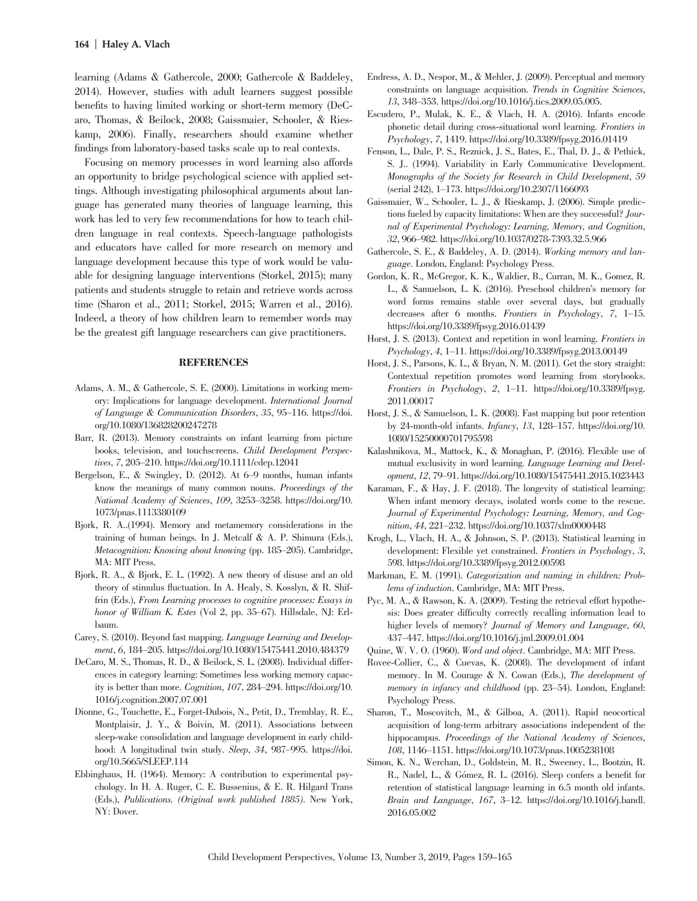learning (Adams & Gathercole, 2000; Gathercole & Baddeley, 2014). However, studies with adult learners suggest possible benefits to having limited working or short-term memory (DeCaro, Thomas, & Beilock, 2008; Gaissmaier, Schooler, & Rieskamp, 2006). Finally, researchers should examine whether findings from laboratory-based tasks scale up to real contexts.

Focusing on memory processes in word learning also affords an opportunity to bridge psychological science with applied settings. Although investigating philosophical arguments about language has generated many theories of language learning, this work has led to very few recommendations for how to teach children language in real contexts. Speech-language pathologists and educators have called for more research on memory and language development because this type of work would be valuable for designing language interventions (Storkel, 2015); many patients and students struggle to retain and retrieve words across time (Sharon et al., 2011; Storkel, 2015; Warren et al., 2016). Indeed, a theory of how children learn to remember words may be the greatest gift language researchers can give practitioners.

## REFERENCES

Adams, A. M., & Gathercole, S. E. (2000). Limitations in working memory: Implications for language development. *International Journal of Language & Communication Disorders*, *35*, 95–116. https://doi.org/10.1080/136828200247278

Barr, R. (2013). Memory constraints on infant learning from picture books, television, and touchscreens. *Child Development Perspectives*, *7*, 205–210. https://doi.org/10.1111/cdep.12041

Bergelson, E., & Swingley, D. (2012). At 6–9 months, human infants know the meanings of many common nouns. *Proceedings of the National Academy of Sciences*, *109*, 3253–3258. https://doi.org/10.1073/pnas.1113380109

Bjork, R. A..(1994). Memory and metamemory considerations in the training of human beings. In J. Metcalf & A. P. Shimura (Eds.), *Metacognition: Knowing about knowing* (pp. 185–205). Cambridge, MA: MIT Press.

Bjork, R. A., & Bjork, E. L. (1992). A new theory of disuse and an old theory of stimulus fluctuation. In A. Healy, S. Kosslyn, & R. Shiffrin (Eds.), *From Learning processes to cognitive processes: Essays in honor of William K. Estes* (Vol 2, pp. 35–67). Hillsdale, NJ: Erlbaum.

Carey, S. (2010). Beyond fast mapping. *Language Learning and Development*, *6*, 184–205. https://doi.org/10.1080/15475441.2010.484379

DeCaro, M. S., Thomas, R. D., & Beilock, S. L. (2008). Individual differences in category learning: Sometimes less working memory capacity is better than more. *Cognition*, *107*, 284–294. https://doi.org/10.1016/j.cognition.2007.07.001

Dionne, G., Touchette, E., Forget-Dubois, N., Petit, D., Tremblay, R. E., Montplaisir, J. Y., & Boivin, M. (2011). Associations between sleep-wake consolidation and language development in early childhood: A longitudinal twin study. *Sleep*, *34*, 987–995. https://doi.org/10.5665/SLEEP.114

Ebbinghaus, H. (1964). Memory: A contribution to experimental psychology. In H. A. Ruger, C. E. Bussenius, & E. R. Hilgard Trans (Eds.), *Publications. (Original work published 1885)*. New York, NY: Dover.

Endress, A. D., Nespor, M., & Mehler, J. (2009). Perceptual and memory constraints on language acquisition. *Trends in Cognitive Sciences*, *13*, 348–353. https://doi.org/10.1016/j.tics.2009.05.005.

Escudero, P., Mulak, K. E., & Vlach, H. A. (2016). Infants encode phonetic detail during cross-situational word learning. *Frontiers in Psychology*, *7*, 1419. https://doi.org/10.3389/fpsyg.2016.01419

Fenson, L., Dale, P. S., Reznick, J. S., Bates, E., Thal, D. J., & Pethick, S. J.. (1994). Variability in Early Communicative Development. *Monographs of the Society for Research in Child Development*, *59* (serial 242), 1–173. https://doi.org/10.2307/1166093

Gaissmaier, W., Schooler, L. J., & Rieskamp, J. (2006). Simple predictions fueled by capacity limitations: When are they successful? *Journal of Experimental Psychology: Learning, Memory, and Cognition*, *32*, 966–982. https://doi.org/10.1037/0278-7393.32.5.966

Gathercole, S. E., & Baddeley, A. D. (2014). *Working memory and language*. London, England: Psychology Press.

Gordon, K. R., McGregor, K. K., Waldier, B., Curran, M. K., Gomez, R. L., & Samuelson, L. K. (2016). Preschool children's memory for word forms remains stable over several days, but gradually decreases after 6 months. *Frontiers in Psychology*, *7*, 1–15. https://doi.org/10.3389/fpsyg.2016.01439

Horst, J. S. (2013). Context and repetition in word learning. *Frontiers in Psychology*, *4*, 1–11. https://doi.org/10.3389/fpsyg.2013.00149

Horst, J. S., Parsons, K. L., & Bryan, N. M. (2011). Get the story straight: Contextual repetition promotes word learning from storybooks. *Frontiers in Psychology*, *2*, 1–11. https://doi.org/10.3389/fpsyg.2011.00017

Horst, J. S., & Samuelson, L. K. (2008). Fast mapping but poor retention by 24-month-old infants. *Infancy*, *13*, 128–157. https://doi.org/10.1080/15250000701795598

Kalashnikova, M., Mattock, K., & Monaghan, P. (2016). Flexible use of mutual exclusivity in word learning. *Language Learning and Development*, *12*, 79–91. https://doi.org/10.1080/15475441.2015.1023443

Karaman, F., & Hay, J. F. (2018). The longevity of statistical learning: When infant memory decays, isolated words come to the rescue. *Journal of Experimental Psychology: Learning, Memory, and Cognition*, *44*, 221–232. https://doi.org/10.1037/xlm0000448

Krogh, L., Vlach, H. A., & Johnson, S. P. (2013). Statistical learning in development: Flexible yet constrained. *Frontiers in Psychology*, *3*, 598. https://doi.org/10.3389/fpsyg.2012.00598

Markman, E. M. (1991). *Categorization and naming in children: Problems of induction*. Cambridge, MA: MIT Press.

Pyc, M. A., & Rawson, K. A. (2009). Testing the retrieval effort hypothesis: Does greater difficulty correctly recalling information lead to higher levels of memory? *Journal of Memory and Language*, *60*, 437–447. https://doi.org/10.1016/j.jml.2009.01.004

Quine, W. V. O. (1960). *Word and object*. Cambridge, MA: MIT Press.

Rovee-Collier, C., & Cuevas, K. (2008). The development of infant memory. In M. Courage & N. Cowan (Eds.), *The development of memory in infancy and childhood* (pp. 23–54). London, England: Psychology Press.

Sharon, T., Moscovitch, M., & Gilboa, A. (2011). Rapid neocortical acquisition of long-term arbitrary associations independent of the hippocampus. *Proceedings of the National Academy of Sciences*, *108*, 1146–1151. https://doi.org/10.1073/pnas.1005238108

Simon, K. N., Werchan, D., Goldstein, M. R., Sweeney, L., Bootzin, R. R., Nadel, L., & Gómez, R. L. (2016). Sleep confers a benefit for retention of statistical language learning in 6.5 month old infants. *Brain and Language*, *167*, 3–12. https://doi.org/10.1016/j.bandl.2016.05.002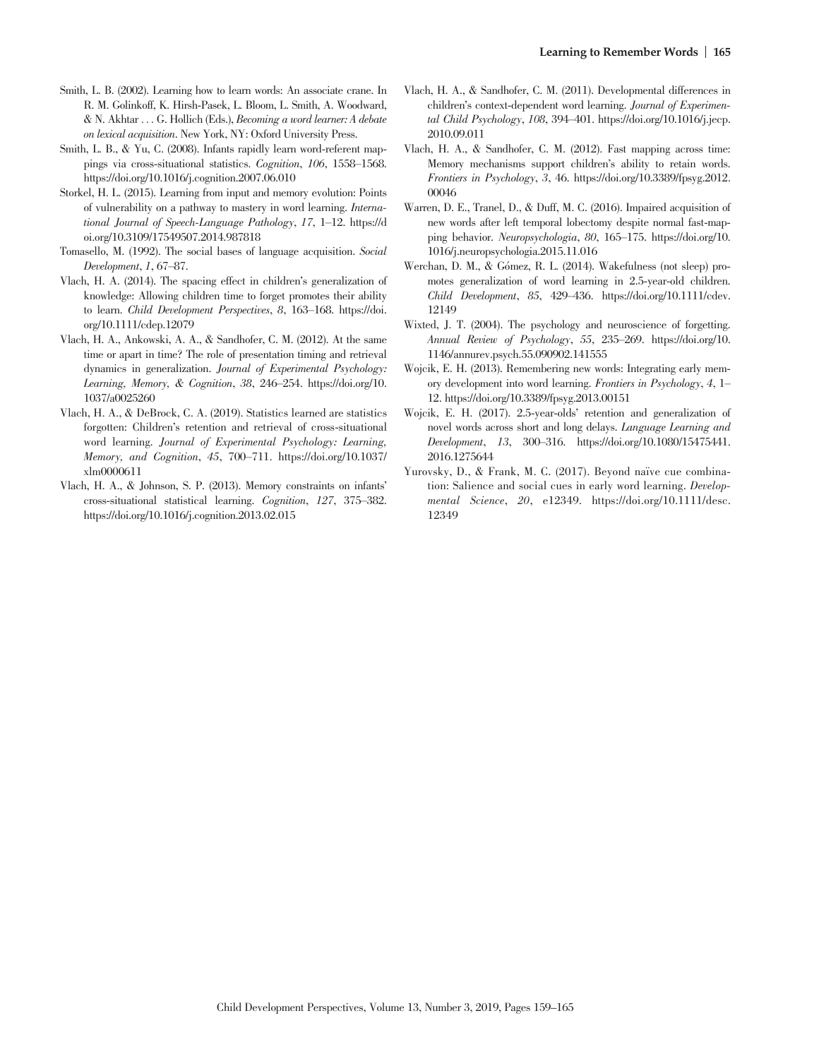Smith, L. B. (2002). Learning how to learn words: An associate crane. In R. M. Golinkoff, K. Hirsh-Pasek, L. Bloom, L. Smith, A. Woodward, & N. Akhtar . . . G. Hollich (Eds.), *Becoming a word learner: A debate on lexical acquisition*. New York, NY: Oxford University Press.

Smith, L. B., & Yu, C. (2008). Infants rapidly learn word-referent mappings via cross-situational statistics. *Cognition*, *106*, 1558–1568. https://doi.org/10.1016/j.cognition.2007.06.010

Storkel, H. L. (2015). Learning from input and memory evolution: Points of vulnerability on a pathway to mastery in word learning. *International Journal of Speech-Language Pathology*, *17*, 1–12. https://doi.org/10.3109/17549507.2014.987818

Tomasello, M. (1992). The social bases of language acquisition. *Social Development*, *1*, 67–87.

Vlach, H. A. (2014). The spacing effect in children's generalization of knowledge: Allowing children time to forget promotes their ability to learn. *Child Development Perspectives*, *8*, 163–168. https://doi.org/10.1111/cdep.12079

Vlach, H. A., Ankowski, A. A., & Sandhofer, C. M. (2012). At the same time or apart in time? The role of presentation timing and retrieval dynamics in generalization. *Journal of Experimental Psychology: Learning, Memory, & Cognition*, *38*, 246–254. https://doi.org/10.1037/a0025260

Vlach, H. A., & DeBrock, C. A. (2019). Statistics learned are statistics forgotten: Children's retention and retrieval of cross-situational word learning. *Journal of Experimental Psychology: Learning, Memory, and Cognition*, *45*, 700–711. https://doi.org/10.1037/xlm0000611

Vlach, H. A., & Johnson, S. P. (2013). Memory constraints on infants' cross-situational statistical learning. *Cognition*, *127*, 375–382. https://doi.org/10.1016/j.cognition.2013.02.015

Vlach, H. A., & Sandhofer, C. M. (2011). Developmental differences in children's context-dependent word learning. *Journal of Experimental Child Psychology*, *108*, 394–401. https://doi.org/10.1016/j.jecp.2010.09.011

Vlach, H. A., & Sandhofer, C. M. (2012). Fast mapping across time: Memory mechanisms support children's ability to retain words. *Frontiers in Psychology*, *3*, 46. https://doi.org/10.3389/fpsyg.2012.00046

Warren, D. E., Tranel, D., & Duff, M. C. (2016). Impaired acquisition of new words after left temporal lobectomy despite normal fast-mapping behavior. *Neuropsychologia*, *80*, 165–175. https://doi.org/10.1016/j.neuropsychologia.2015.11.016

Werchan, D. M., & Gómez, R. L. (2014). Wakefulness (not sleep) promotes generalization of word learning in 2.5-year-old children. *Child Development*, *85*, 429–436. https://doi.org/10.1111/cdev.12149

Wixted, J. T. (2004). The psychology and neuroscience of forgetting. *Annual Review of Psychology*, *55*, 235–269. https://doi.org/10.1146/annurev.psych.55.090902.141555

Wojcik, E. H. (2013). Remembering new words: Integrating early memory development into word learning. *Frontiers in Psychology*, *4*, 1–12. https://doi.org/10.3389/fpsyg.2013.00151

Wojcik, E. H. (2017). 2.5-year-olds' retention and generalization of novel words across short and long delays. *Language Learning and Development*, *13*, 300–316. https://doi.org/10.1080/15475441.2016.1275644

Yurovsky, D., & Frank, M. C. (2017). Beyond naïve cue combination: Salience and social cues in early word learning. *Developmental Science*, *20*, e12349. https://doi.org/10.1111/desc.12349